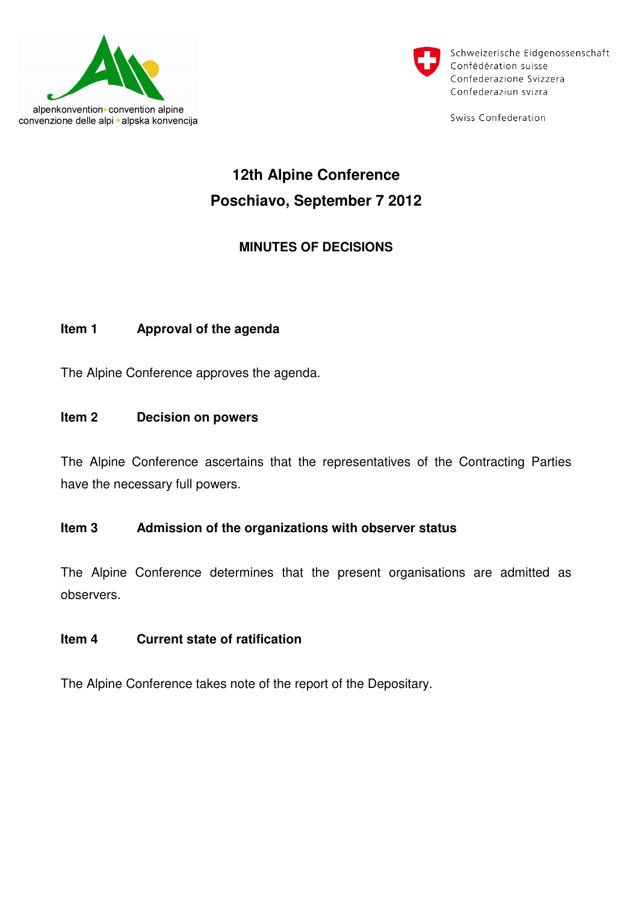alpenkonvention • convention alpine
convenzione delle alpi • alpska konvencija

Schweizerische Eidgenossenschaft
Confédération suisse
Confederazione Svizzera
Confederaziun svizra

Swiss Confederation

# 12th Alpine Conference
# Poschiavo, September 7 2012

## MINUTES OF DECISIONS

### Item 1 Approval of the agenda

The Alpine Conference approves the agenda.

### Item 2 Decision on powers

The Alpine Conference ascertains that the representatives of the Contracting Parties have the necessary full powers.

### Item 3 Admission of the organizations with observer status

The Alpine Conference determines that the present organisations are admitted as observers.

### Item 4 Current state of ratification

The Alpine Conference takes note of the report of the Depositary.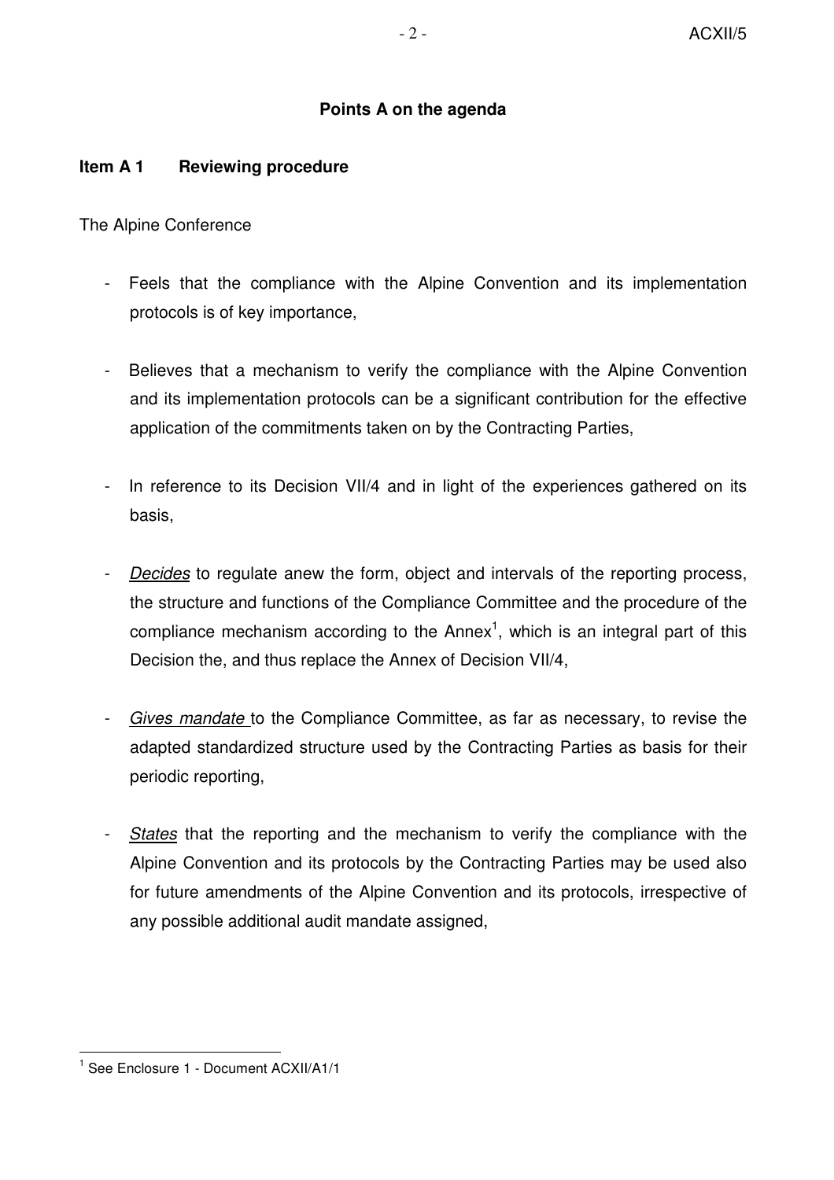## Points A on the agenda

### Item A 1 Reviewing procedure

The Alpine Conference

- Feels that the compliance with the Alpine Convention and its implementation protocols is of key importance,

- Believes that a mechanism to verify the compliance with the Alpine Convention and its implementation protocols can be a significant contribution for the effective application of the commitments taken on by the Contracting Parties,

- In reference to its Decision VII/4 and in light of the experiences gathered on its basis,

- *Decides* to regulate anew the form, object and intervals of the reporting process, the structure and functions of the Compliance Committee and the procedure of the compliance mechanism according to the Annex[1], which is an integral part of this Decision the, and thus replace the Annex of Decision VII/4,

- *Gives mandate* to the Compliance Committee, as far as necessary, to revise the adapted standardized structure used by the Contracting Parties as basis for their periodic reporting,

- *States* that the reporting and the mechanism to verify the compliance with the Alpine Convention and its protocols by the Contracting Parties may be used also for future amendments of the Alpine Convention and its protocols, irrespective of any possible additional audit mandate assigned,

[1] See Enclosure 1 - Document ACXII/A1/1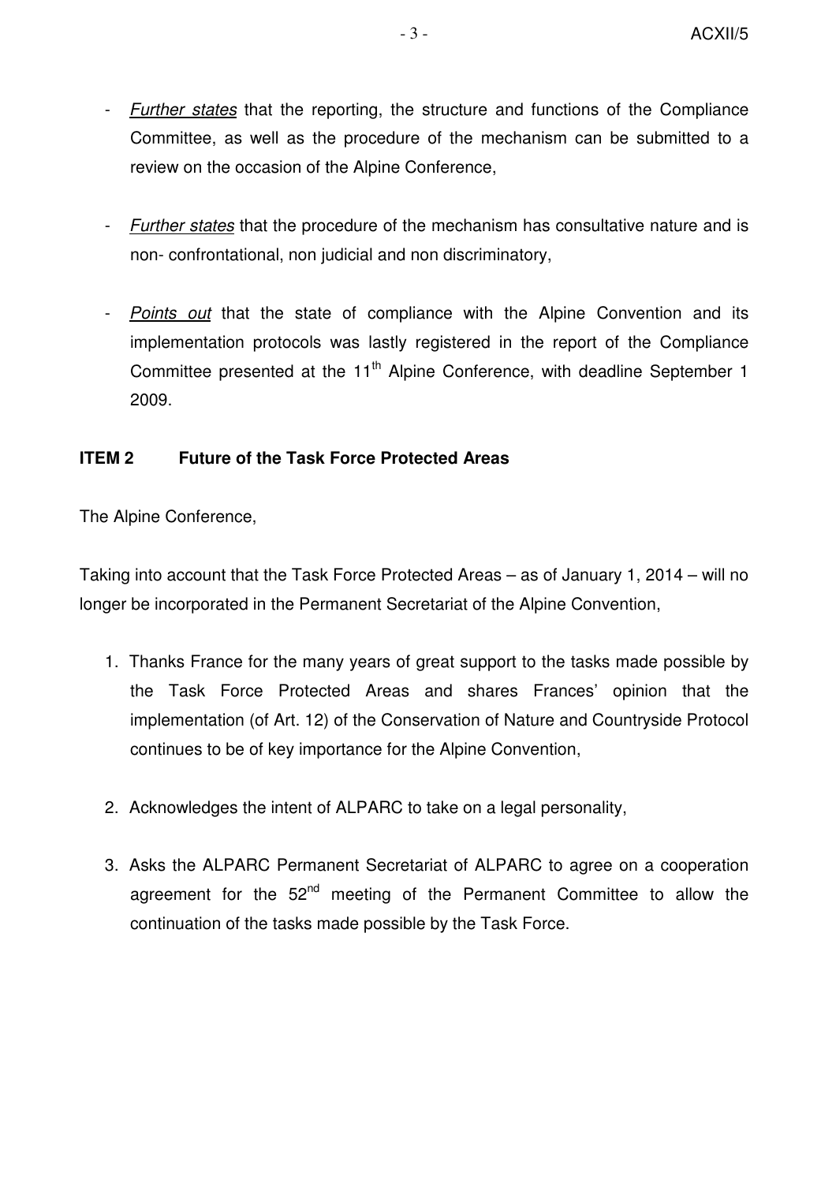- *Further states* that the reporting, the structure and functions of the Compliance Committee, as well as the procedure of the mechanism can be submitted to a review on the occasion of the Alpine Conference,

- *Further states* that the procedure of the mechanism has consultative nature and is non- confrontational, non judicial and non discriminatory,

- *Points out* that the state of compliance with the Alpine Convention and its implementation protocols was lastly registered in the report of the Compliance Committee presented at the 11th Alpine Conference, with deadline September 1 2009.

**ITEM 2 Future of the Task Force Protected Areas**

The Alpine Conference,

Taking into account that the Task Force Protected Areas – as of January 1, 2014 – will no longer be incorporated in the Permanent Secretariat of the Alpine Convention,

1. Thanks France for the many years of great support to the tasks made possible by the Task Force Protected Areas and shares Frances' opinion that the implementation (of Art. 12) of the Conservation of Nature and Countryside Protocol continues to be of key importance for the Alpine Convention,

2. Acknowledges the intent of ALPARC to take on a legal personality,

3. Asks the ALPARC Permanent Secretariat of ALPARC to agree on a cooperation agreement for the 52nd meeting of the Permanent Committee to allow the continuation of the tasks made possible by the Task Force.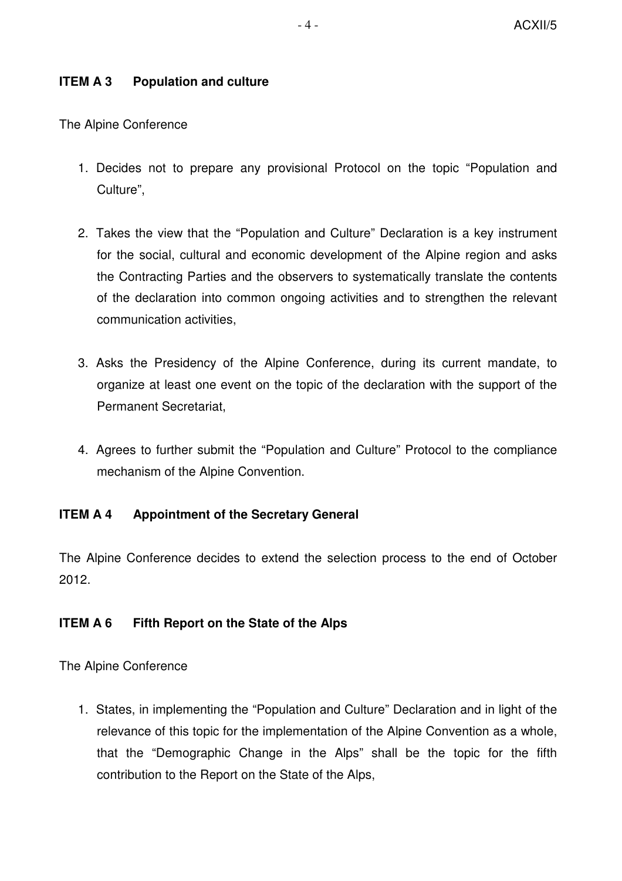**ITEM A 3 Population and culture**

The Alpine Conference

1. Decides not to prepare any provisional Protocol on the topic "Population and Culture",

2. Takes the view that the "Population and Culture" Declaration is a key instrument for the social, cultural and economic development of the Alpine region and asks the Contracting Parties and the observers to systematically translate the contents of the declaration into common ongoing activities and to strengthen the relevant communication activities,

3. Asks the Presidency of the Alpine Conference, during its current mandate, to organize at least one event on the topic of the declaration with the support of the Permanent Secretariat,

4. Agrees to further submit the "Population and Culture" Protocol to the compliance mechanism of the Alpine Convention.

**ITEM A 4 Appointment of the Secretary General**

The Alpine Conference decides to extend the selection process to the end of October 2012.

**ITEM A 6 Fifth Report on the State of the Alps**

The Alpine Conference

1. States, in implementing the "Population and Culture" Declaration and in light of the relevance of this topic for the implementation of the Alpine Convention as a whole, that the "Demographic Change in the Alps" shall be the topic for the fifth contribution to the Report on the State of the Alps,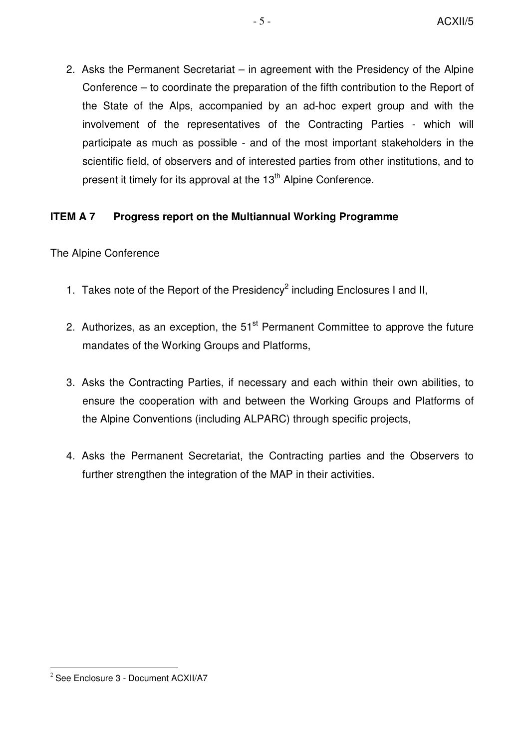2. Asks the Permanent Secretariat – in agreement with the Presidency of the Alpine Conference – to coordinate the preparation of the fifth contribution to the Report of the State of the Alps, accompanied by an ad-hoc expert group and with the involvement of the representatives of the Contracting Parties - which will participate as much as possible - and of the most important stakeholders in the scientific field, of observers and of interested parties from other institutions, and to present it timely for its approval at the 13th Alpine Conference.

**ITEM A 7 Progress report on the Multiannual Working Programme**

The Alpine Conference

1. Takes note of the Report of the Presidency[2] including Enclosures I and II,

2. Authorizes, as an exception, the 51st Permanent Committee to approve the future mandates of the Working Groups and Platforms,

3. Asks the Contracting Parties, if necessary and each within their own abilities, to ensure the cooperation with and between the Working Groups and Platforms of the Alpine Conventions (including ALPARC) through specific projects,

4. Asks the Permanent Secretariat, the Contracting parties and the Observers to further strengthen the integration of the MAP in their activities.

[2] See Enclosure 3 - Document ACXII/A7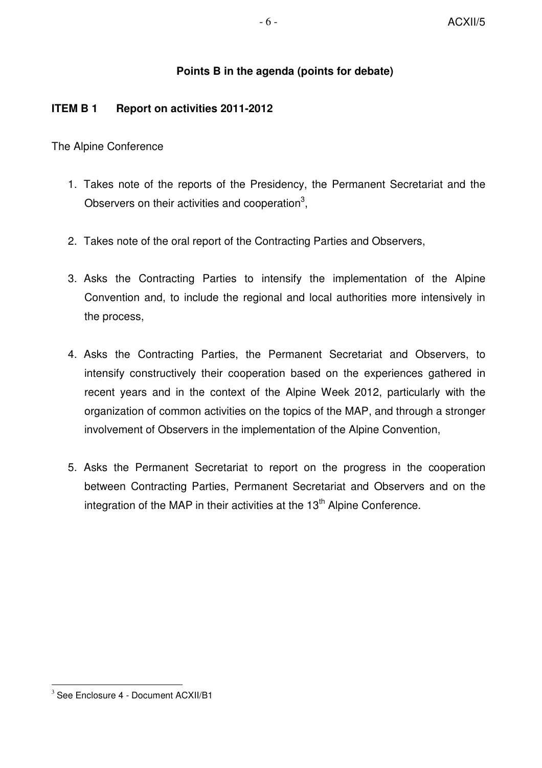## Points B in the agenda (points for debate)

### ITEM B 1 Report on activities 2011-2012

The Alpine Conference

1. Takes note of the reports of the Presidency, the Permanent Secretariat and the Observers on their activities and cooperation[3],

2. Takes note of the oral report of the Contracting Parties and Observers,

3. Asks the Contracting Parties to intensify the implementation of the Alpine Convention and, to include the regional and local authorities more intensively in the process,

4. Asks the Contracting Parties, the Permanent Secretariat and Observers, to intensify constructively their cooperation based on the experiences gathered in recent years and in the context of the Alpine Week 2012, particularly with the organization of common activities on the topics of the MAP, and through a stronger involvement of Observers in the implementation of the Alpine Convention,

5. Asks the Permanent Secretariat to report on the progress in the cooperation between Contracting Parties, Permanent Secretariat and Observers and on the integration of the MAP in their activities at the 13th Alpine Conference.

---

[3] See Enclosure 4 - Document ACXII/B1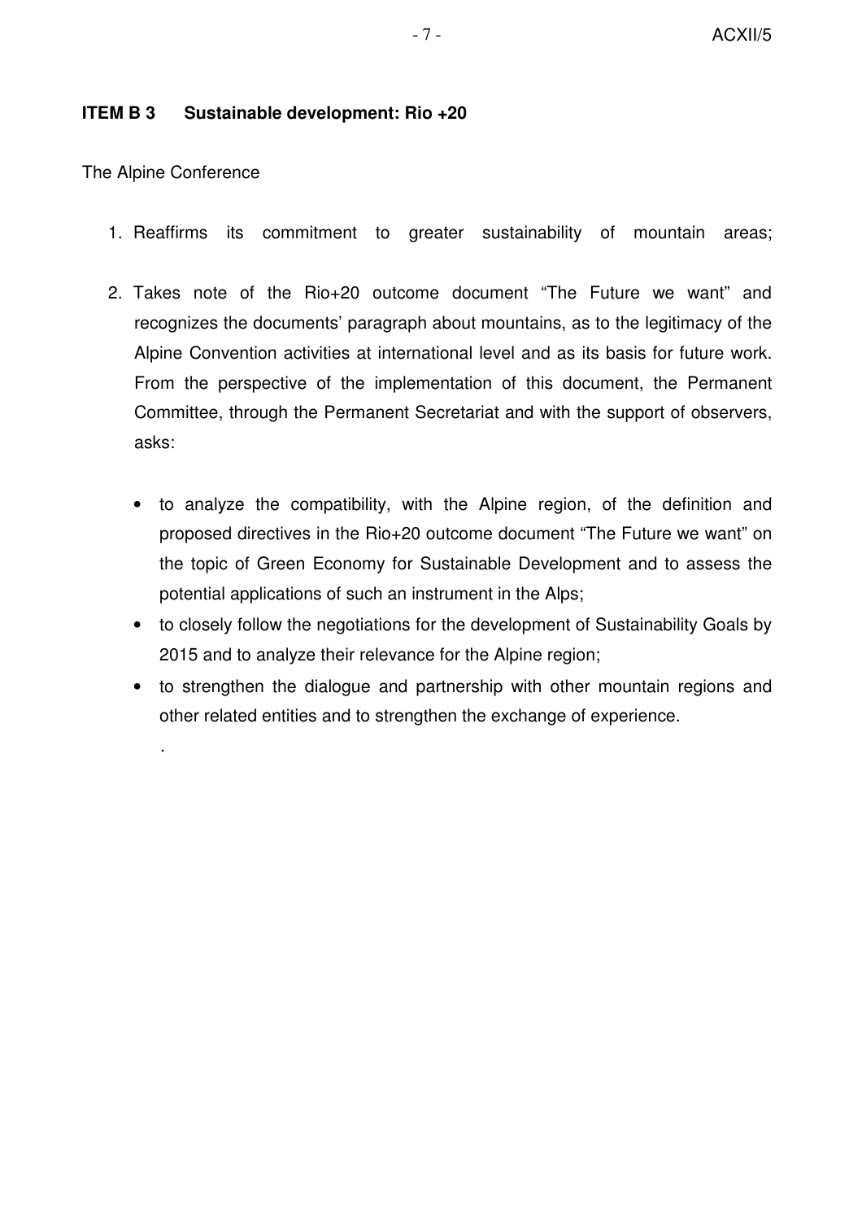**ITEM B 3 Sustainable development: Rio +20**

The Alpine Conference

1. Reaffirms its commitment to greater sustainability of mountain areas;
2. Takes note of the Rio+20 outcome document "The Future we want" and recognizes the documents' paragraph about mountains, as to the legitimacy of the Alpine Convention activities at international level and as its basis for future work. From the perspective of the implementation of this document, the Permanent Committee, through the Permanent Secretariat and with the support of observers, asks:
   - to analyze the compatibility, with the Alpine region, of the definition and proposed directives in the Rio+20 outcome document "The Future we want" on the topic of Green Economy for Sustainable Development and to assess the potential applications of such an instrument in the Alps;
   - to closely follow the negotiations for the development of Sustainability Goals by 2015 and to analyze their relevance for the Alpine region;
   - to strengthen the dialogue and partnership with other mountain regions and other related entities and to strengthen the exchange of experience.

   .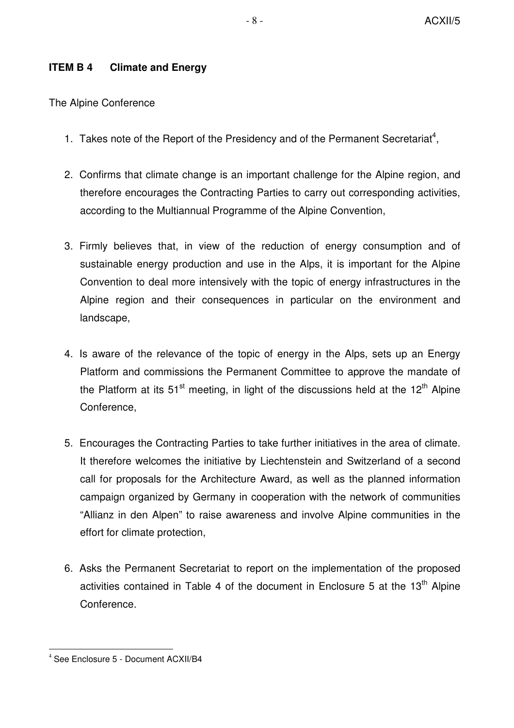**ITEM B 4 Climate and Energy**

The Alpine Conference

1. Takes note of the Report of the Presidency and of the Permanent Secretariat[4],

2. Confirms that climate change is an important challenge for the Alpine region, and therefore encourages the Contracting Parties to carry out corresponding activities, according to the Multiannual Programme of the Alpine Convention,

3. Firmly believes that, in view of the reduction of energy consumption and of sustainable energy production and use in the Alps, it is important for the Alpine Convention to deal more intensively with the topic of energy infrastructures in the Alpine region and their consequences in particular on the environment and landscape,

4. Is aware of the relevance of the topic of energy in the Alps, sets up an Energy Platform and commissions the Permanent Committee to approve the mandate of the Platform at its 51st meeting, in light of the discussions held at the 12th Alpine Conference,

5. Encourages the Contracting Parties to take further initiatives in the area of climate. It therefore welcomes the initiative by Liechtenstein and Switzerland of a second call for proposals for the Architecture Award, as well as the planned information campaign organized by Germany in cooperation with the network of communities "Allianz in den Alpen" to raise awareness and involve Alpine communities in the effort for climate protection,

6. Asks the Permanent Secretariat to report on the implementation of the proposed activities contained in Table 4 of the document in Enclosure 5 at the 13th Alpine Conference.

[4] See Enclosure 5 - Document ACXII/B4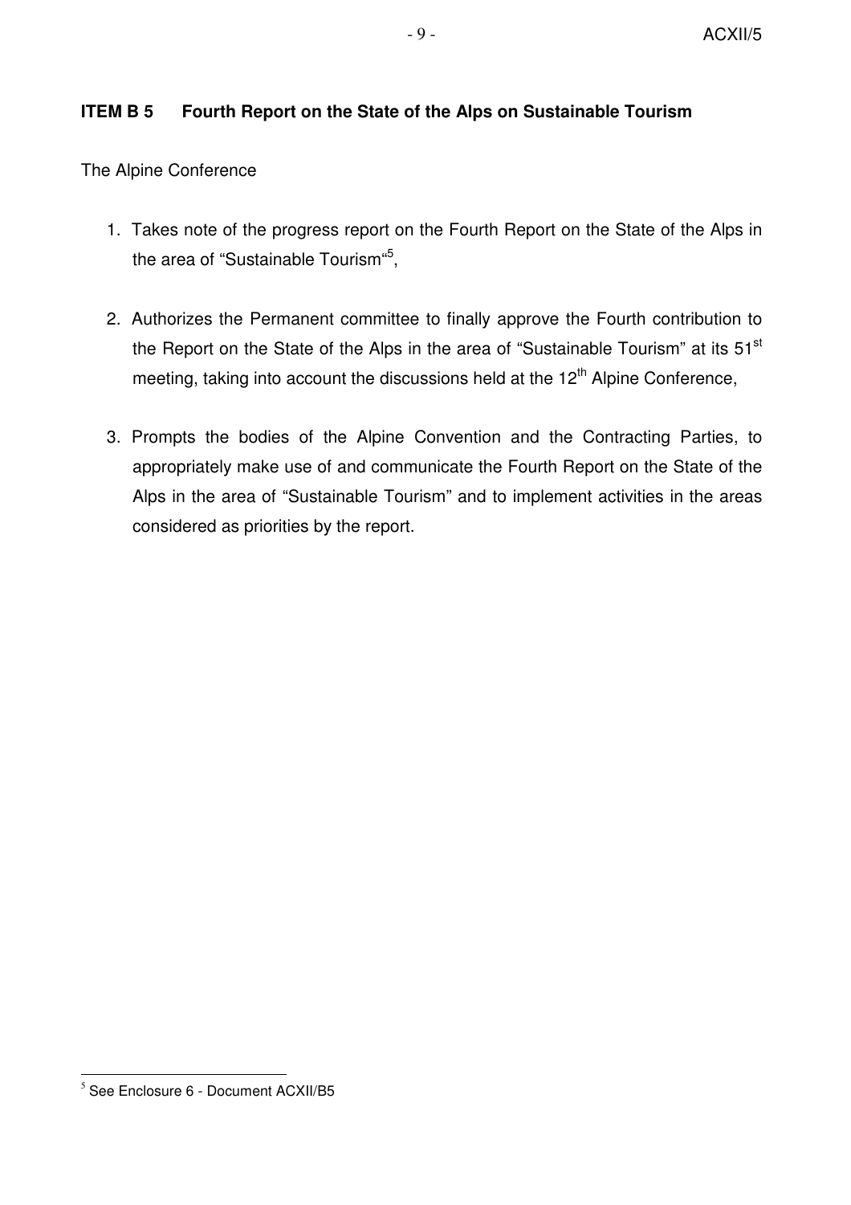### ITEM B 5 Fourth Report on the State of the Alps on Sustainable Tourism

The Alpine Conference

1. Takes note of the progress report on the Fourth Report on the State of the Alps in the area of "Sustainable Tourism"[5],

2. Authorizes the Permanent committee to finally approve the Fourth contribution to the Report on the State of the Alps in the area of "Sustainable Tourism" at its 51st meeting, taking into account the discussions held at the 12th Alpine Conference,

3. Prompts the bodies of the Alpine Convention and the Contracting Parties, to appropriately make use of and communicate the Fourth Report on the State of the Alps in the area of "Sustainable Tourism" and to implement activities in the areas considered as priorities by the report.

[5] See Enclosure 6 - Document ACXII/B5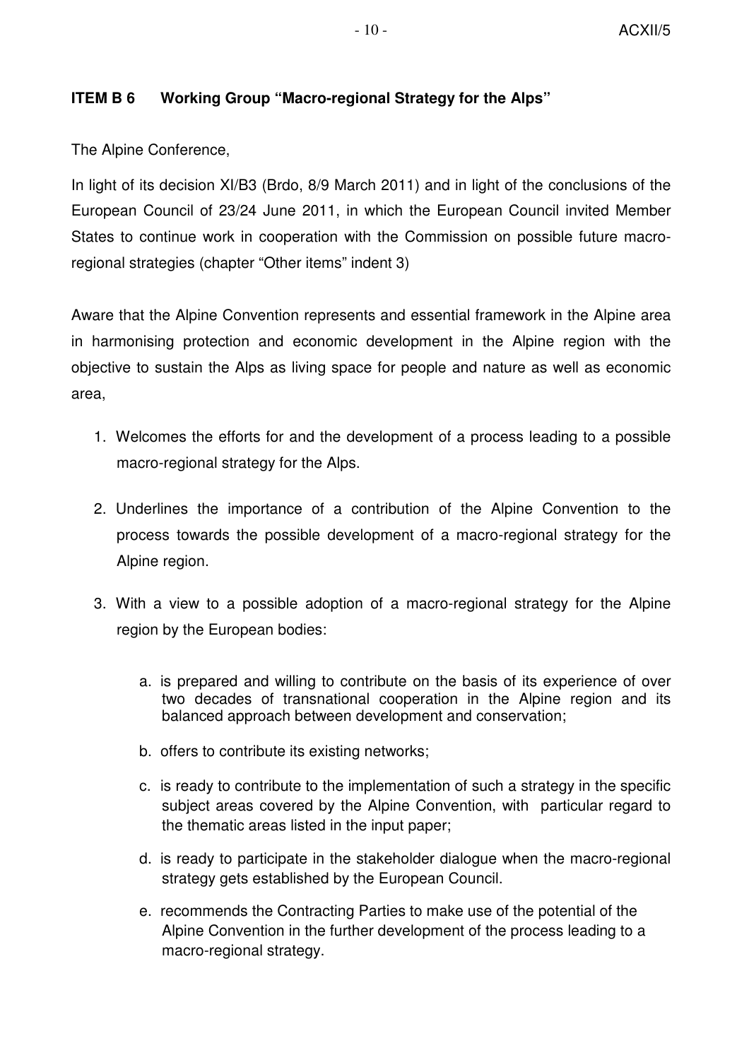### ITEM B 6 Working Group "Macro-regional Strategy for the Alps"

The Alpine Conference,

In light of its decision XI/B3 (Brdo, 8/9 March 2011) and in light of the conclusions of the European Council of 23/24 June 2011, in which the European Council invited Member States to continue work in cooperation with the Commission on possible future macro-regional strategies (chapter "Other items" indent 3)

Aware that the Alpine Convention represents and essential framework in the Alpine area in harmonising protection and economic development in the Alpine region with the objective to sustain the Alps as living space for people and nature as well as economic area,

1. Welcomes the efforts for and the development of a process leading to a possible macro-regional strategy for the Alps.

2. Underlines the importance of a contribution of the Alpine Convention to the process towards the possible development of a macro-regional strategy for the Alpine region.

3. With a view to a possible adoption of a macro-regional strategy for the Alpine region by the European bodies:

   a. is prepared and willing to contribute on the basis of its experience of over two decades of transnational cooperation in the Alpine region and its balanced approach between development and conservation;

   b. offers to contribute its existing networks;

   c. is ready to contribute to the implementation of such a strategy in the specific subject areas covered by the Alpine Convention, with particular regard to the thematic areas listed in the input paper;

   d. is ready to participate in the stakeholder dialogue when the macro-regional strategy gets established by the European Council.

   e. recommends the Contracting Parties to make use of the potential of the Alpine Convention in the further development of the process leading to a macro-regional strategy.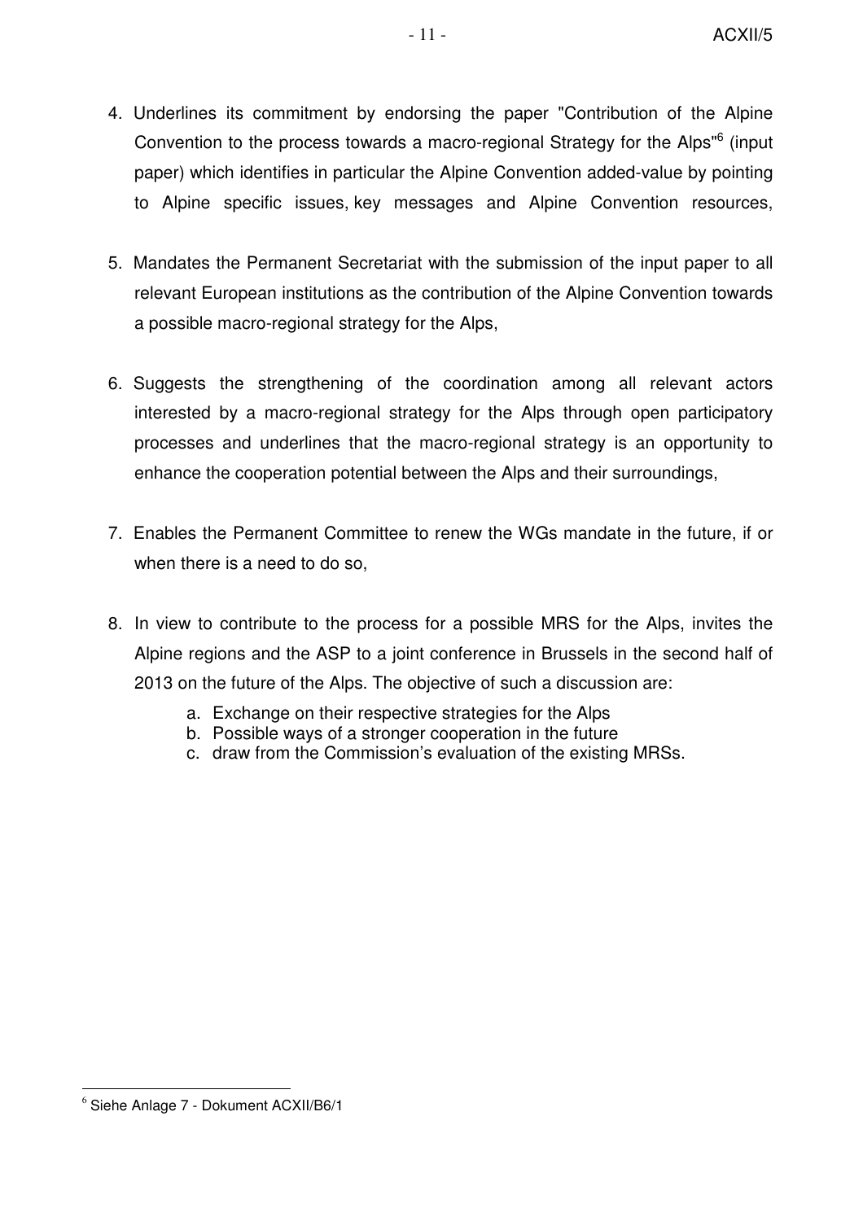4. Underlines its commitment by endorsing the paper "Contribution of the Alpine Convention to the process towards a macro-regional Strategy for the Alps"[6] (input paper) which identifies in particular the Alpine Convention added-value by pointing to Alpine specific issues, key messages and Alpine Convention resources,

5. Mandates the Permanent Secretariat with the submission of the input paper to all relevant European institutions as the contribution of the Alpine Convention towards a possible macro-regional strategy for the Alps,

6. Suggests the strengthening of the coordination among all relevant actors interested by a macro-regional strategy for the Alps through open participatory processes and underlines that the macro-regional strategy is an opportunity to enhance the cooperation potential between the Alps and their surroundings,

7. Enables the Permanent Committee to renew the WGs mandate in the future, if or when there is a need to do so,

8. In view to contribute to the process for a possible MRS for the Alps, invites the Alpine regions and the ASP to a joint conference in Brussels in the second half of 2013 on the future of the Alps. The objective of such a discussion are:
   a. Exchange on their respective strategies for the Alps
   b. Possible ways of a stronger cooperation in the future
   c. draw from the Commission's evaluation of the existing MRSs.

[6] Siehe Anlage 7 - Dokument ACXII/B6/1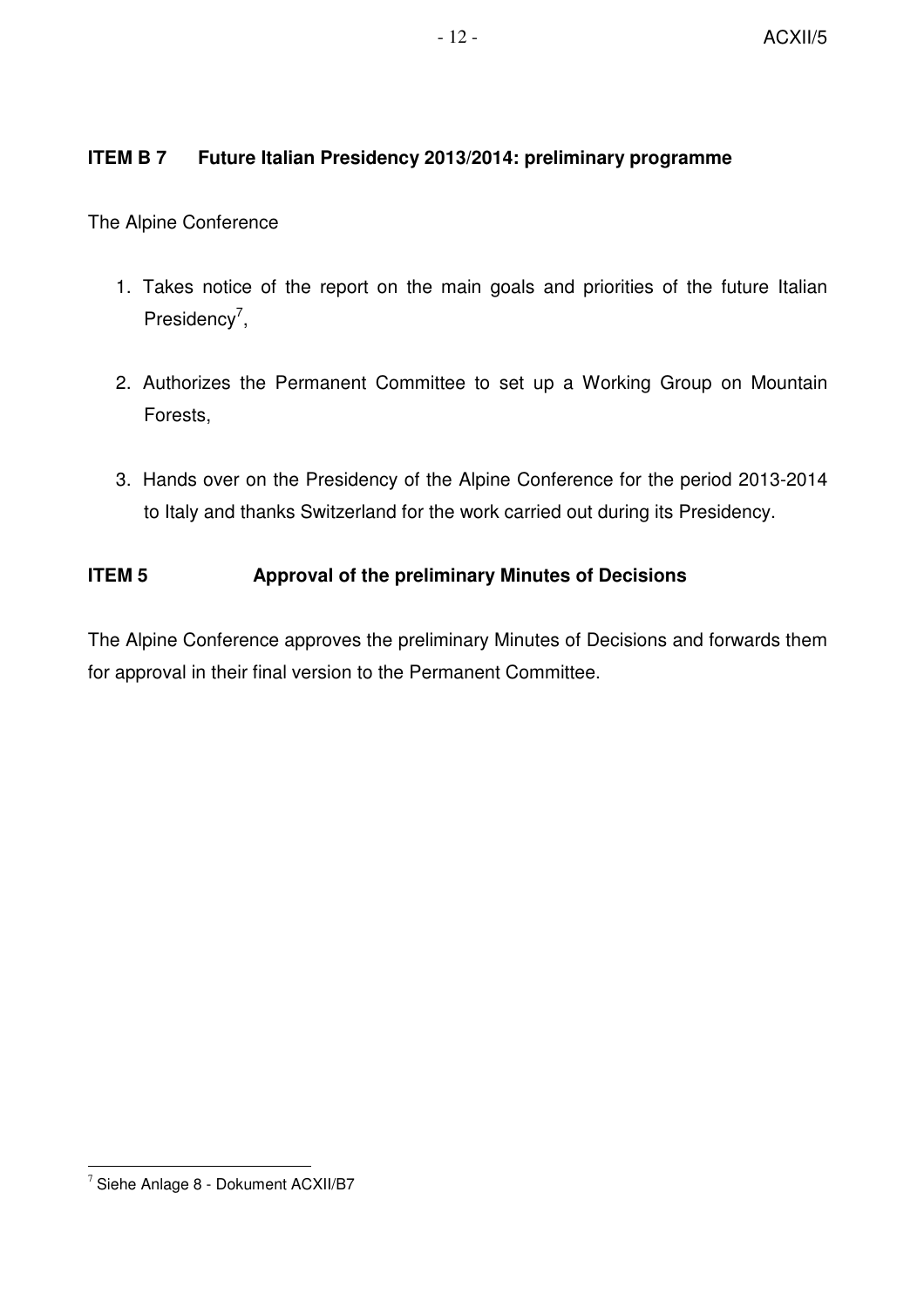**ITEM B 7 Future Italian Presidency 2013/2014: preliminary programme**

The Alpine Conference

1. Takes notice of the report on the main goals and priorities of the future Italian Presidency[7],

2. Authorizes the Permanent Committee to set up a Working Group on Mountain Forests,

3. Hands over on the Presidency of the Alpine Conference for the period 2013-2014 to Italy and thanks Switzerland for the work carried out during its Presidency.

**ITEM 5 Approval of the preliminary Minutes of Decisions**

The Alpine Conference approves the preliminary Minutes of Decisions and forwards them for approval in their final version to the Permanent Committee.

[7] Siehe Anlage 8 - Dokument ACXII/B7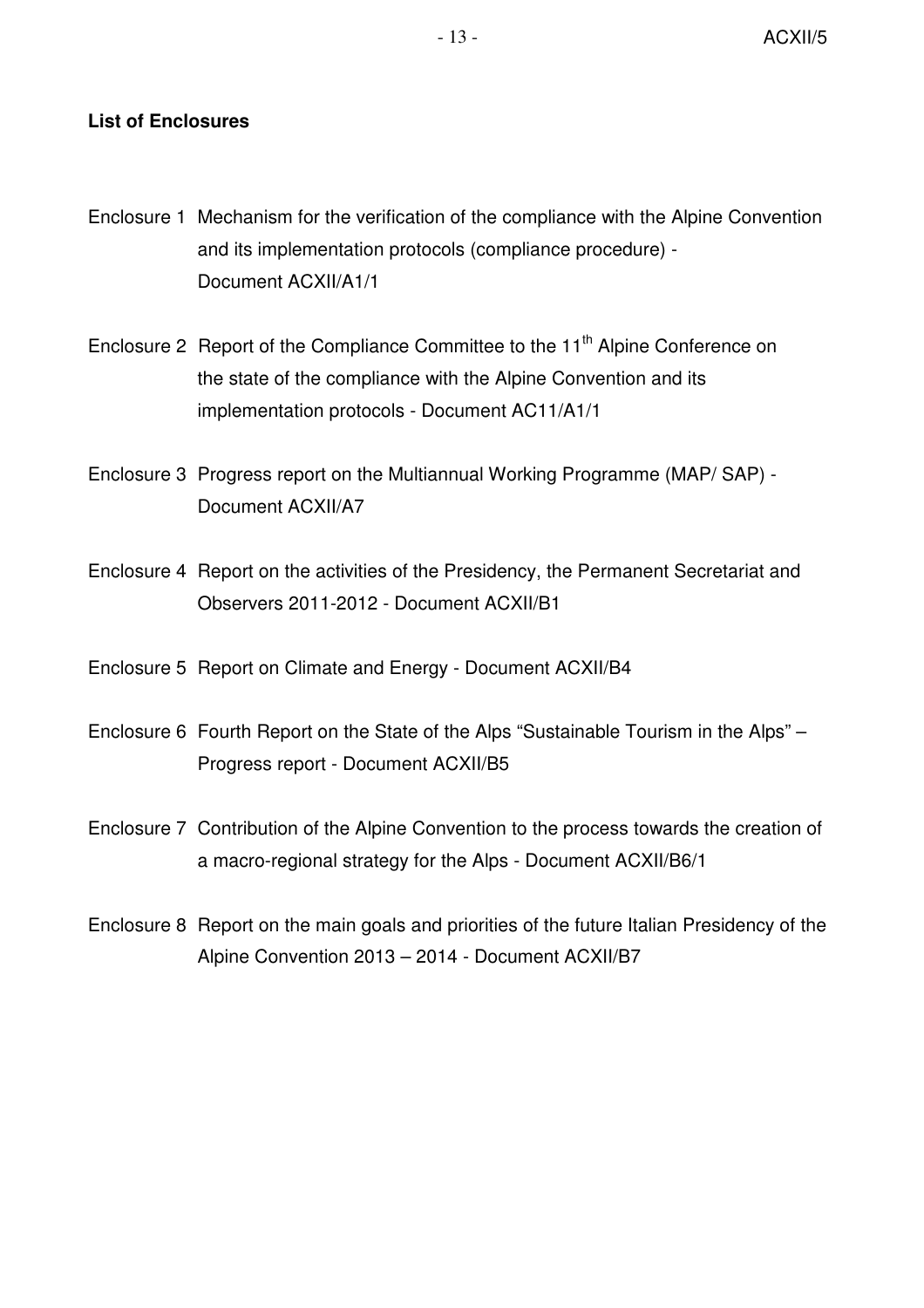**List of Enclosures**

Enclosure 1 Mechanism for the verification of the compliance with the Alpine Convention and its implementation protocols (compliance procedure) - Document ACXII/A1/1

Enclosure 2 Report of the Compliance Committee to the 11th Alpine Conference on the state of the compliance with the Alpine Convention and its implementation protocols - Document AC11/A1/1

Enclosure 3 Progress report on the Multiannual Working Programme (MAP/ SAP) - Document ACXII/A7

Enclosure 4 Report on the activities of the Presidency, the Permanent Secretariat and Observers 2011-2012 - Document ACXII/B1

Enclosure 5 Report on Climate and Energy - Document ACXII/B4

Enclosure 6 Fourth Report on the State of the Alps "Sustainable Tourism in the Alps" – Progress report - Document ACXII/B5

Enclosure 7 Contribution of the Alpine Convention to the process towards the creation of a macro-regional strategy for the Alps - Document ACXII/B6/1

Enclosure 8 Report on the main goals and priorities of the future Italian Presidency of the Alpine Convention 2013 – 2014 - Document ACXII/B7